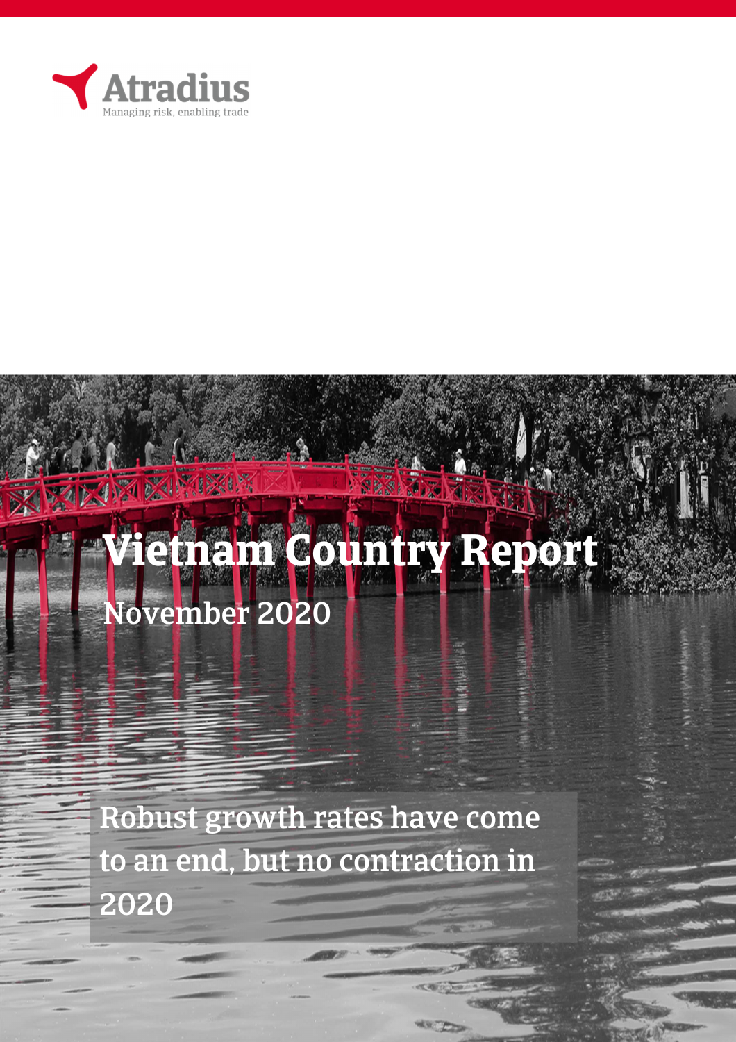Atradius

Managing risk, enabling trade

# Vietnam Country Report

November 2020

Robust growth rates have come to an end, but no contraction in 2020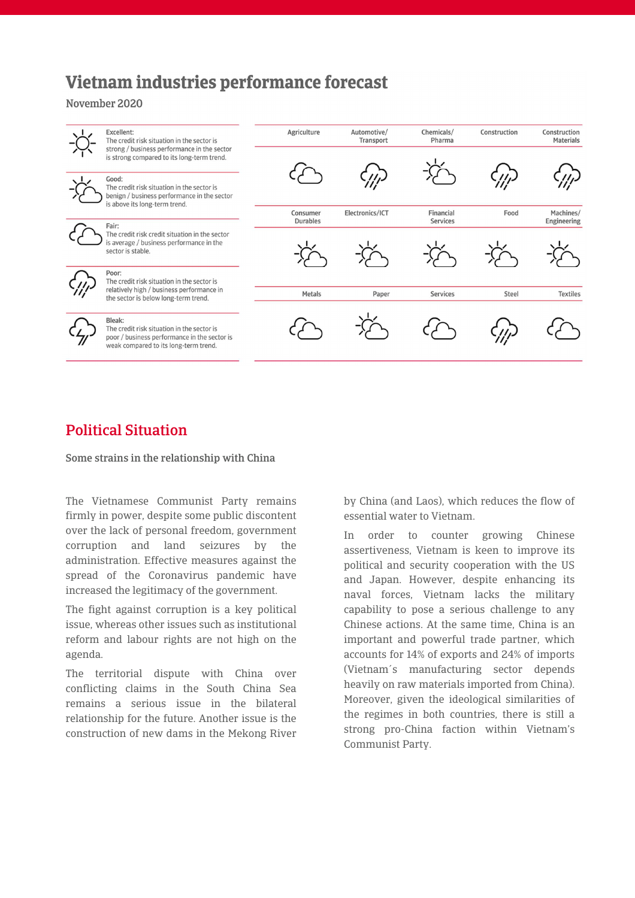# Vietnam industries performance forecast

November 2020

- **Excellent:** The credit risk situation in the sector is strong / business performance in the sector is strong compared to its long-term trend.
- **Good:** The credit risk situation in the sector is benign / business performance in the sector is above its long-term trend.
- **Fair:** The credit risk credit situation in the sector is average / business performance in the sector is stable.
- **Poor:** The credit risk situation in the sector is relatively high / business performance in the sector is below long-term trend.
- **Bleak:** The credit risk situation in the sector is poor / business performance in the sector is weak compared to its long-term trend.

| Agriculture | Automotive/ Transport | Chemicals/ Pharma | Construction | Construction Materials |
|---|---|---|---|---|
| Fair | Poor | Good | Poor | Poor |
| **Consumer Durables** | **Electronics/ICT** | **Financial Services** | **Food** | **Machines/ Engineering** |
| Good | Good | Good | Good | Good |
| **Metals** | **Paper** | **Services** | **Steel** | **Textiles** |
| Fair | Good | Fair | Poor | Fair |

## Political Situation

### Some strains in the relationship with China

The Vietnamese Communist Party remains firmly in power, despite some public discontent over the lack of personal freedom, government corruption and land seizures by the administration. Effective measures against the spread of the Coronavirus pandemic have increased the legitimacy of the government.

The fight against corruption is a key political issue, whereas other issues such as institutional reform and labour rights are not high on the agenda.

The territorial dispute with China over conflicting claims in the South China Sea remains a serious issue in the bilateral relationship for the future. Another issue is the construction of new dams in the Mekong River by China (and Laos), which reduces the flow of essential water to Vietnam.

In order to counter growing Chinese assertiveness, Vietnam is keen to improve its political and security cooperation with the US and Japan. However, despite enhancing its naval forces, Vietnam lacks the military capability to pose a serious challenge to any Chinese actions. At the same time, China is an important and powerful trade partner, which accounts for 14% of exports and 24% of imports (Vietnam´s manufacturing sector depends heavily on raw materials imported from China). Moreover, given the ideological similarities of the regimes in both countries, there is still a strong pro-China faction within Vietnam's Communist Party.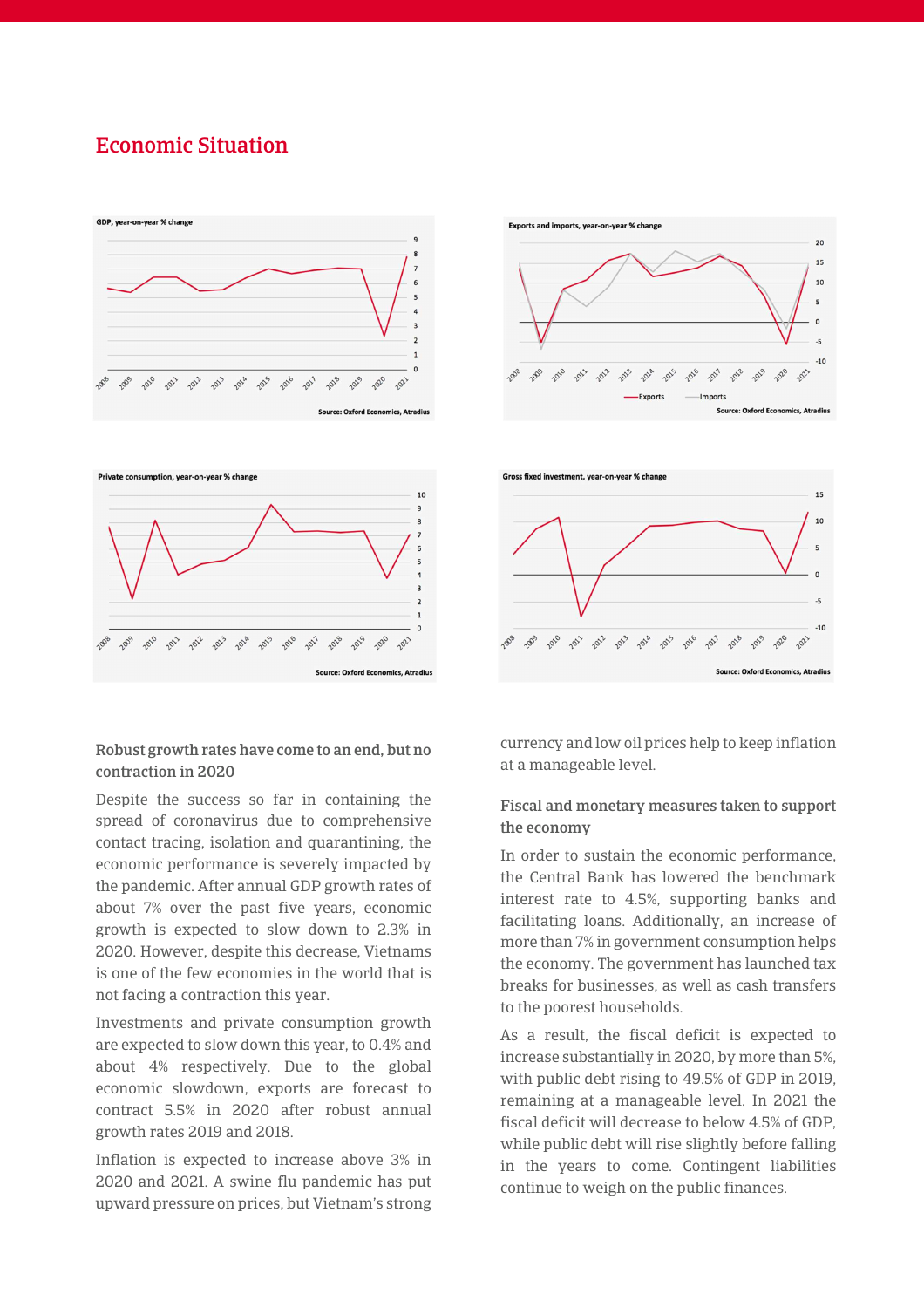## Economic Situation

GDP, year-on-year % change

Source: Oxford Economics, Atradius

Exports and imports, year-on-year % change

Source: Oxford Economics, Atradius

Private consumption, year-on-year % change

Source: Oxford Economics, Atradius

Gross fixed investment, year-on-year % change

Source: Oxford Economics, Atradius

### Robust growth rates have come to an end, but no contraction in 2020

Despite the success so far in containing the spread of coronavirus due to comprehensive contact tracing, isolation and quarantining, the economic performance is severely impacted by the pandemic. After annual GDP growth rates of about 7% over the past five years, economic growth is expected to slow down to 2.3% in 2020. However, despite this decrease, Vietnams is one of the few economies in the world that is not facing a contraction this year.

Investments and private consumption growth are expected to slow down this year, to 0.4% and about 4% respectively. Due to the global economic slowdown, exports are forecast to contract 5.5% in 2020 after robust annual growth rates 2019 and 2018.

Inflation is expected to increase above 3% in 2020 and 2021. A swine flu pandemic has put upward pressure on prices, but Vietnam's strong currency and low oil prices help to keep inflation at a manageable level.

### Fiscal and monetary measures taken to support the economy

In order to sustain the economic performance, the Central Bank has lowered the benchmark interest rate to 4.5%, supporting banks and facilitating loans. Additionally, an increase of more than 7% in government consumption helps the economy. The government has launched tax breaks for businesses, as well as cash transfers to the poorest households.

As a result, the fiscal deficit is expected to increase substantially in 2020, by more than 5%, with public debt rising to 49.5% of GDP in 2019, remaining at a manageable level. In 2021 the fiscal deficit will decrease to below 4.5% of GDP, while public debt will rise slightly before falling in the years to come. Contingent liabilities continue to weigh on the public finances.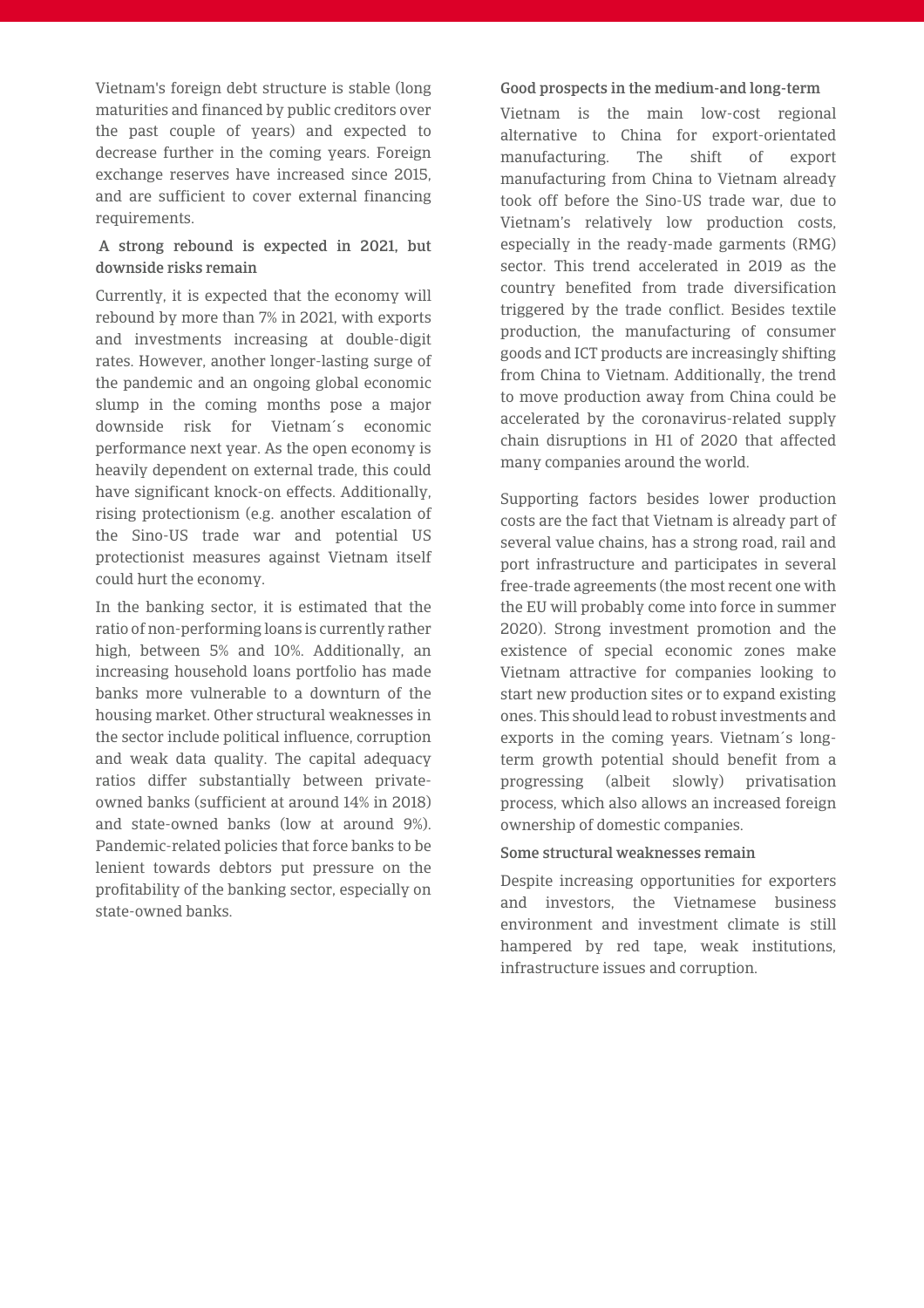Vietnam's foreign debt structure is stable (long maturities and financed by public creditors over the past couple of years) and expected to decrease further in the coming years. Foreign exchange reserves have increased since 2015, and are sufficient to cover external financing requirements.

### A strong rebound is expected in 2021, but downside risks remain

Currently, it is expected that the economy will rebound by more than 7% in 2021, with exports and investments increasing at double-digit rates. However, another longer-lasting surge of the pandemic and an ongoing global economic slump in the coming months pose a major downside risk for Vietnam´s economic performance next year. As the open economy is heavily dependent on external trade, this could have significant knock-on effects. Additionally, rising protectionism (e.g. another escalation of the Sino-US trade war and potential US protectionist measures against Vietnam itself could hurt the economy.

In the banking sector, it is estimated that the ratio of non-performing loans is currently rather high, between 5% and 10%. Additionally, an increasing household loans portfolio has made banks more vulnerable to a downturn of the housing market. Other structural weaknesses in the sector include political influence, corruption and weak data quality. The capital adequacy ratios differ substantially between private-owned banks (sufficient at around 14% in 2018) and state-owned banks (low at around 9%). Pandemic-related policies that force banks to be lenient towards debtors put pressure on the profitability of the banking sector, especially on state-owned banks.

### Good prospects in the medium-and long-term

Vietnam is the main low-cost regional alternative to China for export-orientated manufacturing. The shift of export manufacturing from China to Vietnam already took off before the Sino-US trade war, due to Vietnam's relatively low production costs, especially in the ready-made garments (RMG) sector. This trend accelerated in 2019 as the country benefited from trade diversification triggered by the trade conflict. Besides textile production, the manufacturing of consumer goods and ICT products are increasingly shifting from China to Vietnam. Additionally, the trend to move production away from China could be accelerated by the coronavirus-related supply chain disruptions in H1 of 2020 that affected many companies around the world.

Supporting factors besides lower production costs are the fact that Vietnam is already part of several value chains, has a strong road, rail and port infrastructure and participates in several free-trade agreements (the most recent one with the EU will probably come into force in summer 2020). Strong investment promotion and the existence of special economic zones make Vietnam attractive for companies looking to start new production sites or to expand existing ones. This should lead to robust investments and exports in the coming years. Vietnam´s long-term growth potential should benefit from a progressing (albeit slowly) privatisation process, which also allows an increased foreign ownership of domestic companies.

### Some structural weaknesses remain

Despite increasing opportunities for exporters and investors, the Vietnamese business environment and investment climate is still hampered by red tape, weak institutions, infrastructure issues and corruption.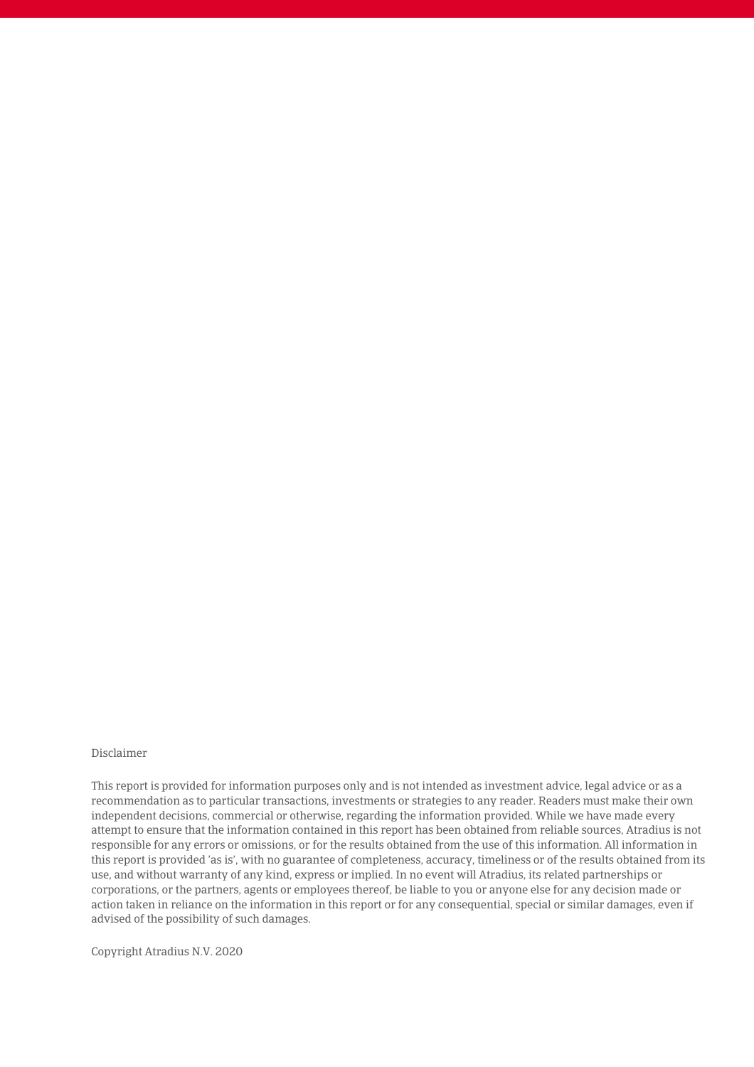Disclaimer

This report is provided for information purposes only and is not intended as investment advice, legal advice or as a recommendation as to particular transactions, investments or strategies to any reader. Readers must make their own independent decisions, commercial or otherwise, regarding the information provided. While we have made every attempt to ensure that the information contained in this report has been obtained from reliable sources, Atradius is not responsible for any errors or omissions, or for the results obtained from the use of this information. All information in this report is provided 'as is', with no guarantee of completeness, accuracy, timeliness or of the results obtained from its use, and without warranty of any kind, express or implied. In no event will Atradius, its related partnerships or corporations, or the partners, agents or employees thereof, be liable to you or anyone else for any decision made or action taken in reliance on the information in this report or for any consequential, special or similar damages, even if advised of the possibility of such damages.

Copyright Atradius N.V. 2020